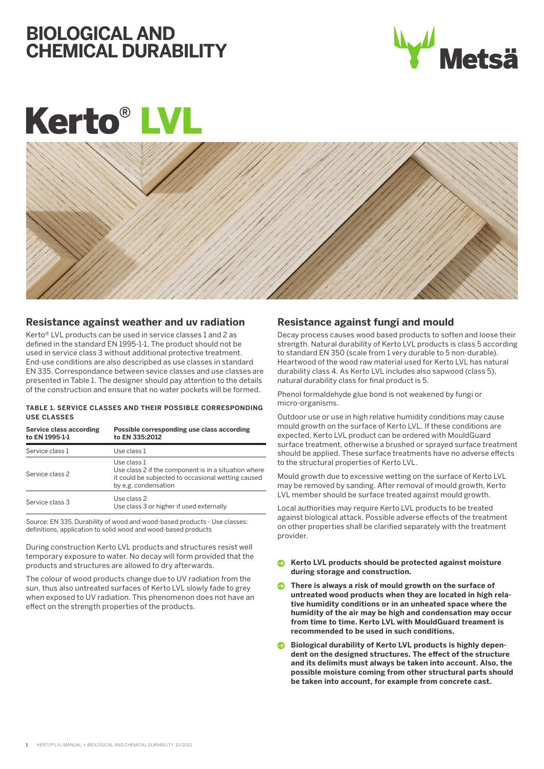# BIOLOGICAL AND CHEMICAL DURABILITY

# Kerto® LVL

## Resistance against weather and uv radiation

Kerto® LVL products can be used in service classes 1 and 2 as defined in the standard EN 1995-1-1. The product should not be used in service class 3 without additional protective treatment. End-use conditions are also descripbed as use classes in standard EN 335. Correspondance between sevice classes and use classes are presented in Table 1. The designer should pay attention to the details of the construction and ensure that no water pockets will be formed.

**TABLE 1. SERVICE CLASSES AND THEIR POSSIBLE CORRESPONDING USE CLASSES**

| Service class according to EN 1995-1-1 | Possible corresponding use class according to EN 335:2012 |
|---|---|
| Service class 1 | Use class 1 |
| Service class 2 | Use class 1<br>Use class 2 if the component is in a situation where it could be subjected to occasional wetting caused by e.g. condensation |
| Service class 3 | Use class 2<br>Use class 3 or higher if used externally |

Source: EN 335, Durability of wood and wood-based products - Use classes: definitions, application to solid wood and wood-based products

During construction Kerto LVL products and structures resist well temporary exposure to water. No decay will form provided that the products and structures are allowed to dry afterwards.

The colour of wood products change due to UV radiation from the sun, thus also untreated surfaces of Kerto LVL slowly fade to grey when exposed to UV radiation. This phenomenon does not have an effect on the strength properties of the products.

## Resistance against fungi and mould

Decay process causes wood based products to soften and loose their strength. Natural durability of Kerto LVL products is class 5 according to standard EN 350 (scale from 1 very durable to 5 non-durable). Heartwood of the wood raw material used for Kerto LVL has natural durability class 4. As Kerto LVL includes also sapwood (class 5), natural durability class for final product is 5.

Phenol formaldehyde glue bond is not weakened by fungi or micro-organisms.

Outdoor use or use in high relative humidity conditions may cause mould growth on the surface of Kerto LVL. If these conditions are expected, Kerto LVL product can be ordered with MouldGuard surface treatment, otherwise a brushed or sprayed surface treatment should be applied. These surface treatments have no adverse effects to the structural properties of Kerto LVL.

Mould growth due to excessive wetting on the surface of Kerto LVL may be removed by sanding. After removal of mould growth, Kerto LVL member should be surface treated against mould growth.

Local authorities may require Kerto LVL products to be treated against biological attack. Possible adverse effects of the treatment on other properties shall be clarified separately with the treatment provider.

- **Kerto LVL products should be protected against moisture during storage and construction.**
- **There is always a risk of mould growth on the surface of untreated wood products when they are located in high relative humidity conditions or in an unheated space where the humidity of the air may be high and condensation may occur from time to time. Kerto LVL with MouldGuard treament is recommended to be used in such conditions.**
- **Biological durability of Kerto LVL products is highly dependent on the designed structures. The effect of the structure and its delimits must always be taken into account. Also, the possible moisture coming from other structural parts should be taken into account, for example from concrete cast.**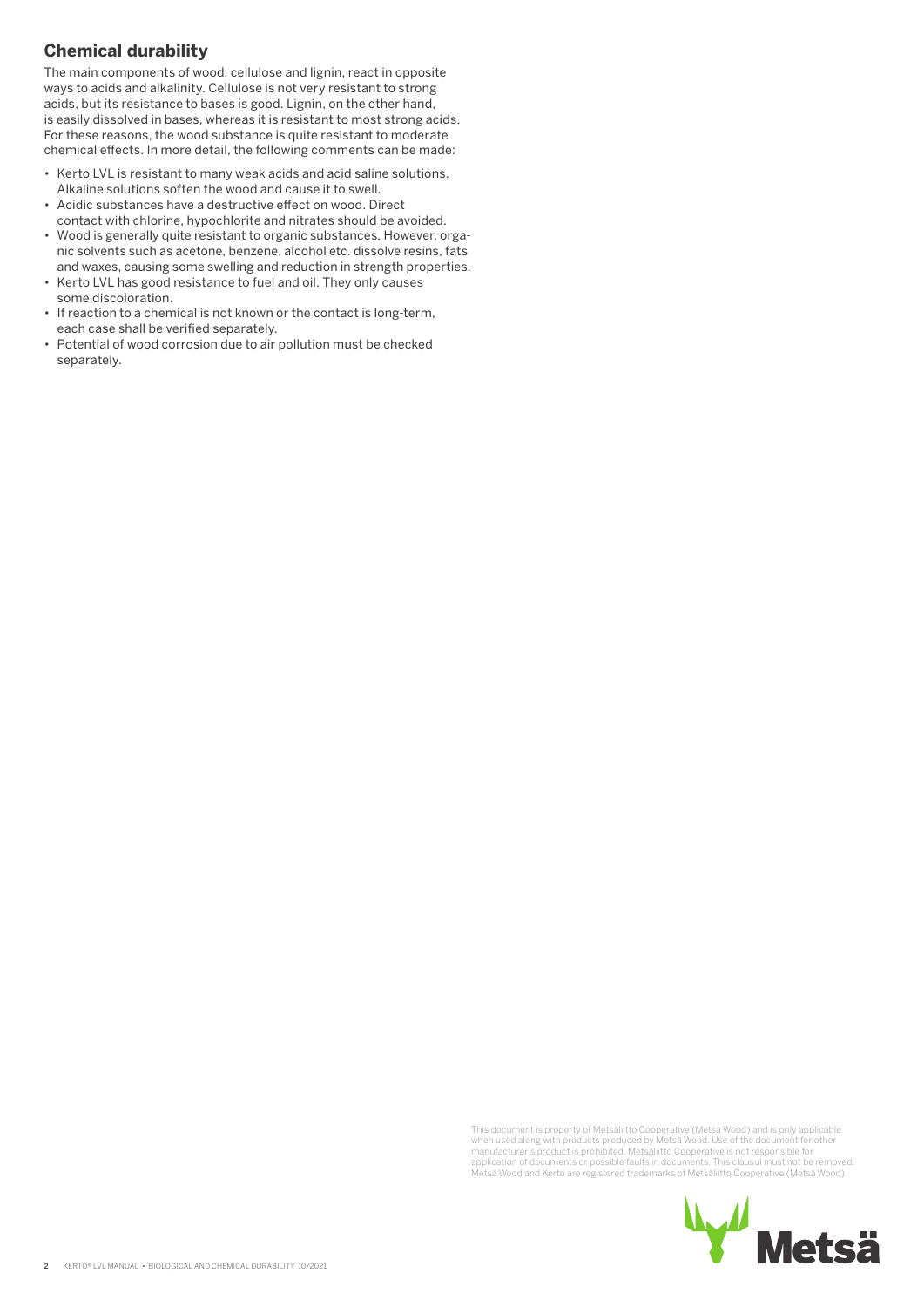## Chemical durability

The main components of wood: cellulose and lignin, react in opposite ways to acids and alkalinity. Cellulose is not very resistant to strong acids, but its resistance to bases is good. Lignin, on the other hand, is easily dissolved in bases, whereas it is resistant to most strong acids. For these reasons, the wood substance is quite resistant to moderate chemical effects. In more detail, the following comments can be made:

- Kerto LVL is resistant to many weak acids and acid saline solutions. Alkaline solutions soften the wood and cause it to swell.
- Acidic substances have a destructive effect on wood. Direct contact with chlorine, hypochlorite and nitrates should be avoided.
- Wood is generally quite resistant to organic substances. However, organic solvents such as acetone, benzene, alcohol etc. dissolve resins, fats and waxes, causing some swelling and reduction in strength properties.
- Kerto LVL has good resistance to fuel and oil. They only causes some discoloration.
- If reaction to a chemical is not known or the contact is long-term, each case shall be verified separately.
- Potential of wood corrosion due to air pollution must be checked separately.

This document is property of Metsäliitto Cooperative (Metsä Wood) and is only applicable when used along with products produced by Metsä Wood. Use of the document for other manufacturer's product is prohibited. Metsäliitto Cooperative is not responsible for application of documents or possible faults in documents. This clausul must not be removed. Metsä Wood and Kerto are registered trademarks of Metsäliitto Cooperative (Metsä Wood).

Metsä